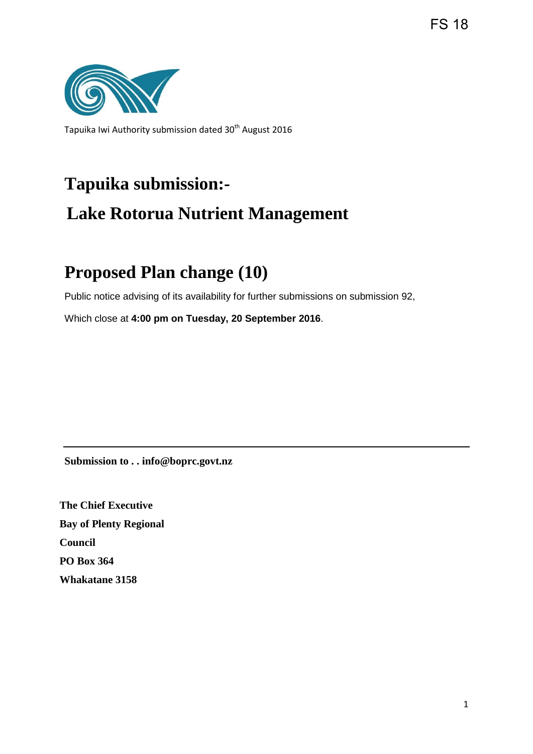FS 18

Tapuika Iwi Authority submission dated 30th August 2016

# Tapuika submission:-

# Lake Rotorua Nutrient Management

# Proposed Plan change (10)

Public notice advising of its availability for further submissions on submission 92,

Which close at **4:00 pm on Tuesday, 20 September 2016**.

---

**Submission to . . info@boprc.govt.nz**

**The Chief Executive**
**Bay of Plenty Regional**
**Council**
**PO Box 364**
**Whakatane 3158**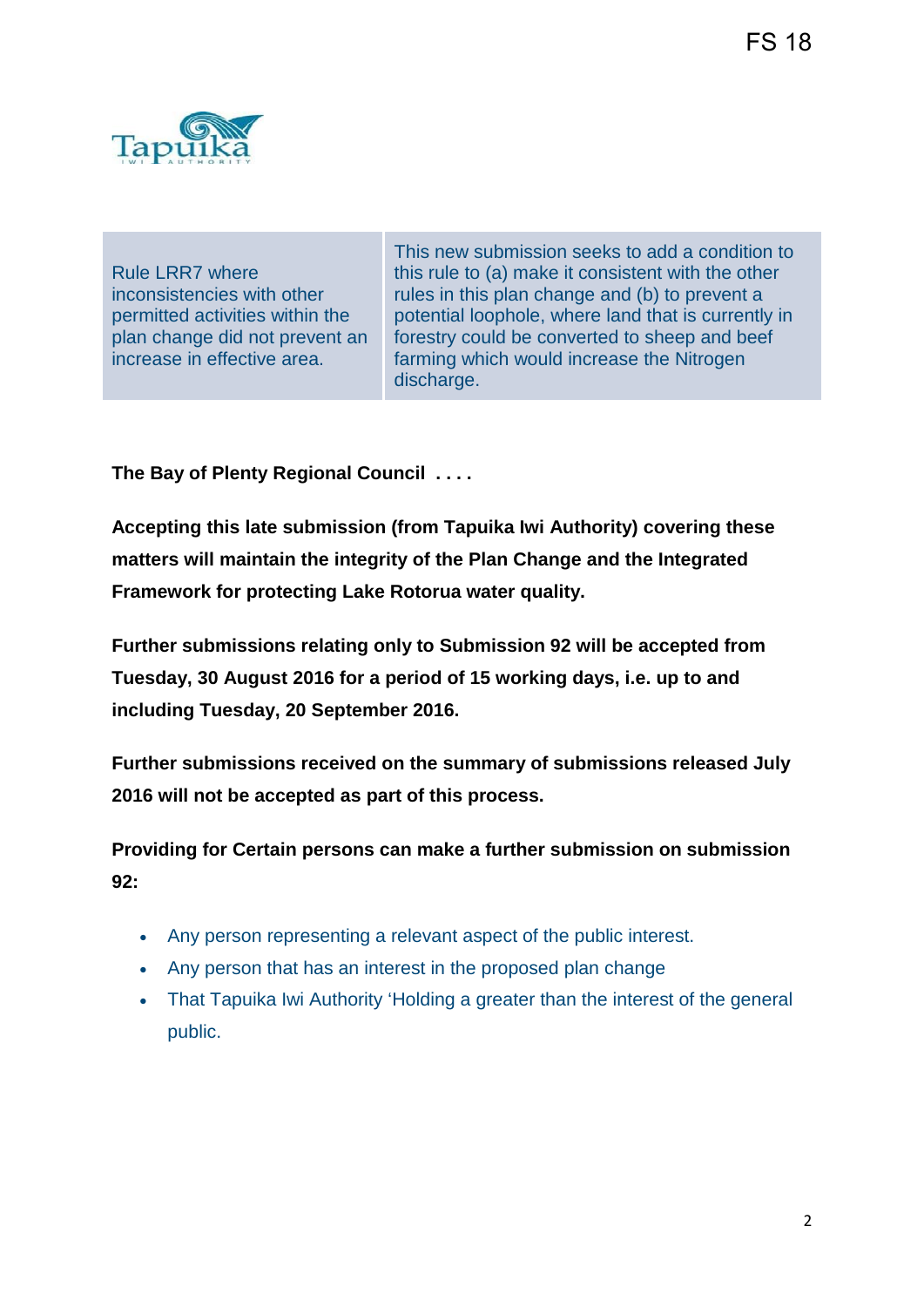| Rule LRR7 where inconsistencies with other permitted activities within the plan change did not prevent an increase in effective area. | This new submission seeks to add a condition to this rule to (a) make it consistent with the other rules in this plan change and (b) to prevent a potential loophole, where land that is currently in forestry could be converted to sheep and beef farming which would increase the Nitrogen discharge. |
|---|---|

**The Bay of Plenty Regional Council . . . .**

**Accepting this late submission (from Tapuika Iwi Authority) covering these matters will maintain the integrity of the Plan Change and the Integrated Framework for protecting Lake Rotorua water quality.**

**Further submissions relating only to Submission 92 will be accepted from Tuesday, 30 August 2016 for a period of 15 working days, i.e. up to and including Tuesday, 20 September 2016.**

**Further submissions received on the summary of submissions released July 2016 will not be accepted as part of this process.**

**Providing for Certain persons can make a further submission on submission 92:**

- Any person representing a relevant aspect of the public interest.
- Any person that has an interest in the proposed plan change
- That Tapuika Iwi Authority 'Holding a greater than the interest of the general public.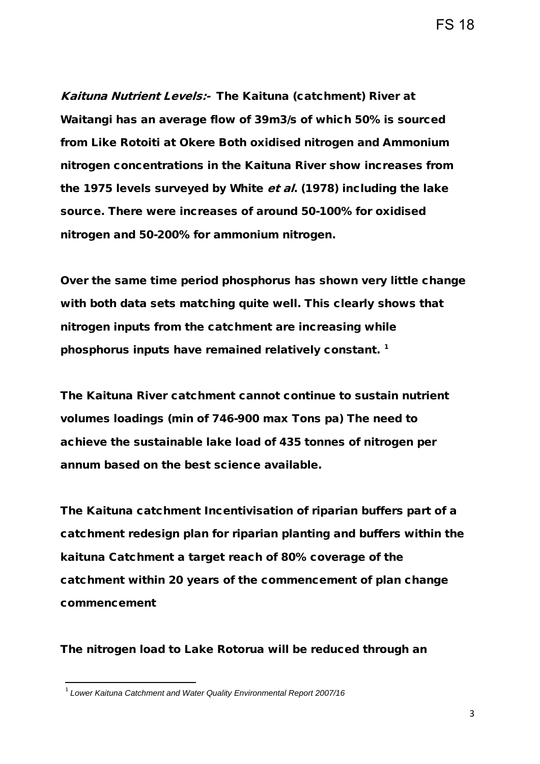***Kaituna Nutrient Levels:-*** **The Kaituna (catchment) River at Waitangi has an average flow of 39m3/s of which 50% is sourced from Like Rotoiti at Okere Both oxidised nitrogen and Ammonium nitrogen concentrations in the Kaituna River show increases from the 1975 levels surveyed by White *et al*. (1978) including the lake source. There were increases of around 50-100% for oxidised nitrogen and 50-200% for ammonium nitrogen.**

**Over the same time period phosphorus has shown very little change with both data sets matching quite well. This clearly shows that nitrogen inputs from the catchment are increasing while phosphorus inputs have remained relatively constant.** [1]

**The Kaituna River catchment cannot continue to sustain nutrient volumes loadings (min of 746-900 max Tons pa) The need to achieve the sustainable lake load of 435 tonnes of nitrogen per annum based on the best science available.**

**The Kaituna catchment Incentivisation of riparian buffers part of a catchment redesign plan for riparian planting and buffers within the kaituna Catchment a target reach of 80% coverage of the catchment within 20 years of the commencement of plan change commencement**

**The nitrogen load to Lake Rotorua will be reduced through an**

---

[1] *Lower Kaituna Catchment and Water Quality Environmental Report 2007/16*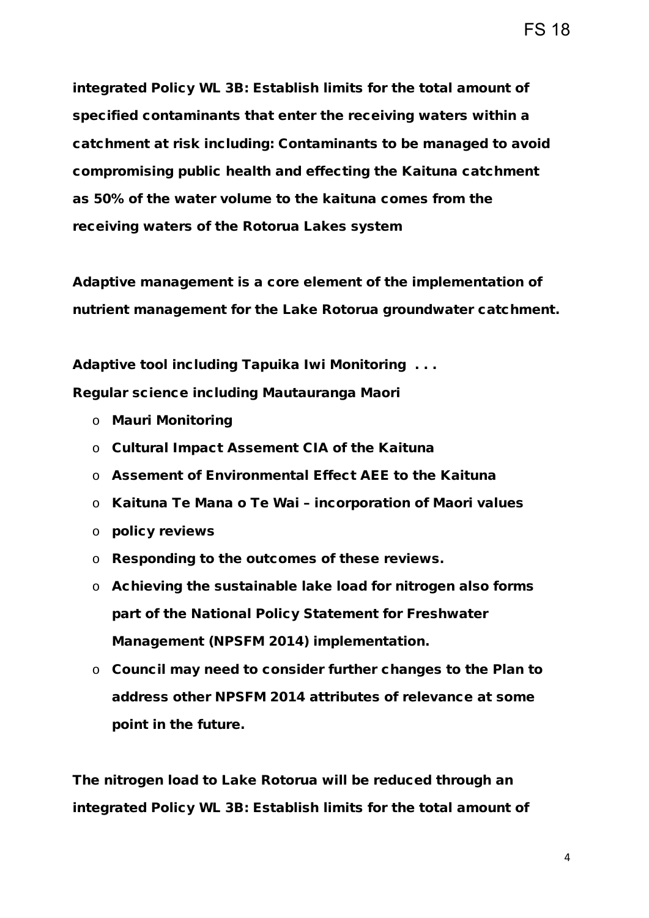**integrated Policy WL 3B: Establish limits for the total amount of specified contaminants that enter the receiving waters within a catchment at risk including: Contaminants to be managed to avoid compromising public health and effecting the Kaituna catchment as 50% of the water volume to the kaituna comes from the receiving waters of the Rotorua Lakes system**

**Adaptive management is a core element of the implementation of nutrient management for the Lake Rotorua groundwater catchment.**

**Adaptive tool including Tapuika Iwi Monitoring . . .**
**Regular science including Mautauranga Maori**

- **Mauri Monitoring**
- **Cultural Impact Assement CIA of the Kaituna**
- **Assement of Environmental Effect AEE to the Kaituna**
- **Kaituna Te Mana o Te Wai – incorporation of Maori values**
- **policy reviews**
- **Responding to the outcomes of these reviews.**
- **Achieving the sustainable lake load for nitrogen also forms part of the National Policy Statement for Freshwater Management (NPSFM 2014) implementation.**
- **Council may need to consider further changes to the Plan to address other NPSFM 2014 attributes of relevance at some point in the future.**

**The nitrogen load to Lake Rotorua will be reduced through an integrated Policy WL 3B: Establish limits for the total amount of**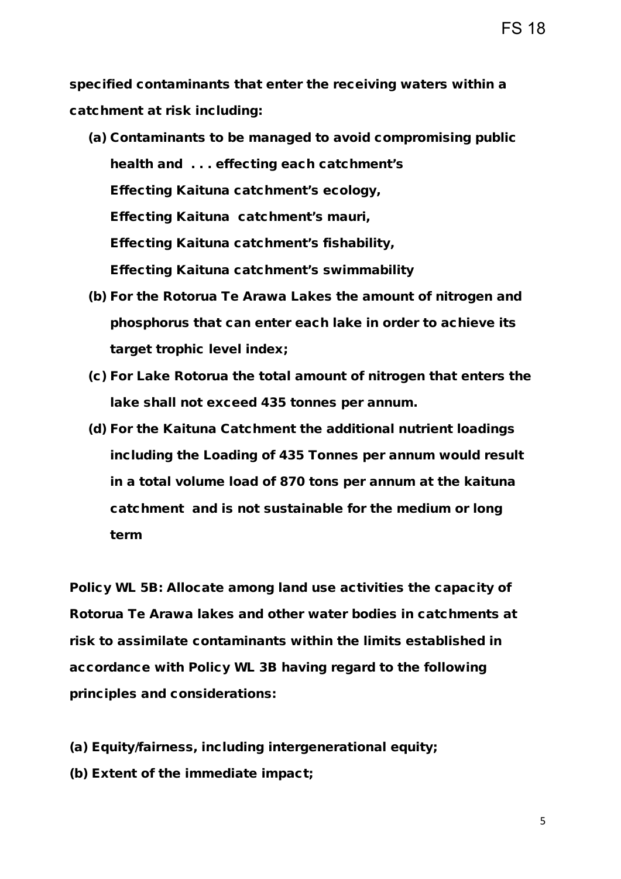**specified contaminants that enter the receiving waters within a catchment at risk including:**

**(a) Contaminants to be managed to avoid compromising public health and . . . effecting each catchment's**
**Effecting Kaituna catchment's ecology,**
**Effecting Kaituna catchment's mauri,**
**Effecting Kaituna catchment's fishability,**
**Effecting Kaituna catchment's swimmability**

**(b) For the Rotorua Te Arawa Lakes the amount of nitrogen and phosphorus that can enter each lake in order to achieve its target trophic level index;**

**(c) For Lake Rotorua the total amount of nitrogen that enters the lake shall not exceed 435 tonnes per annum.**

**(d) For the Kaituna Catchment the additional nutrient loadings including the Loading of 435 Tonnes per annum would result in a total volume load of 870 tons per annum at the kaituna catchment and is not sustainable for the medium or long term**

**Policy WL 5B: Allocate among land use activities the capacity of Rotorua Te Arawa lakes and other water bodies in catchments at risk to assimilate contaminants within the limits established in accordance with Policy WL 3B having regard to the following principles and considerations:**

**(a) Equity/fairness, including intergenerational equity;**
**(b) Extent of the immediate impact;**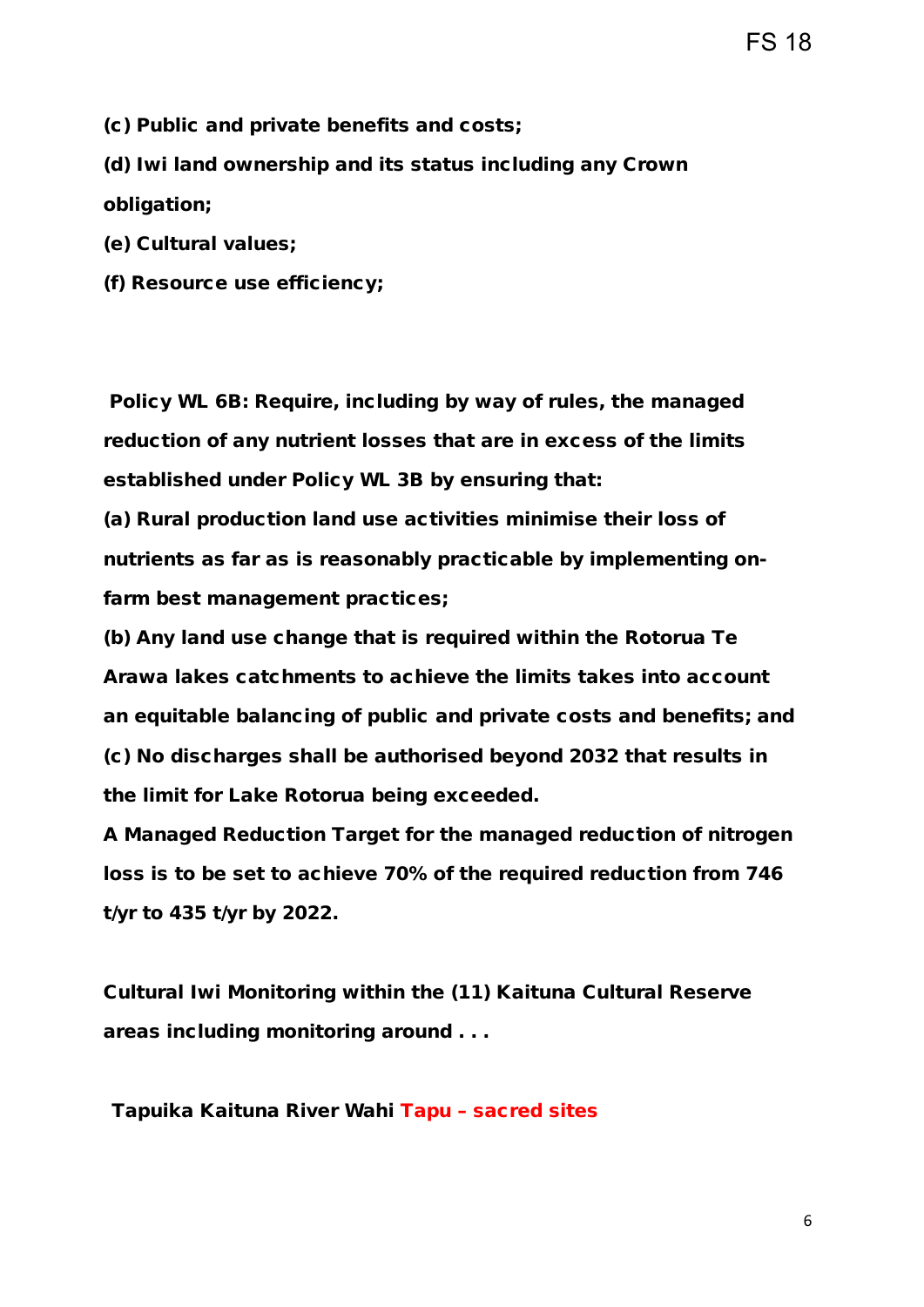**(c) Public and private benefits and costs;**

**(d) Iwi land ownership and its status including any Crown obligation;**

**(e) Cultural values;**

**(f) Resource use efficiency;**

**Policy WL 6B: Require, including by way of rules, the managed reduction of any nutrient losses that are in excess of the limits established under Policy WL 3B by ensuring that:**

**(a) Rural production land use activities minimise their loss of nutrients as far as is reasonably practicable by implementing on-farm best management practices;**

**(b) Any land use change that is required within the Rotorua Te Arawa lakes catchments to achieve the limits takes into account an equitable balancing of public and private costs and benefits; and**

**(c) No discharges shall be authorised beyond 2032 that results in the limit for Lake Rotorua being exceeded.**

**A Managed Reduction Target for the managed reduction of nitrogen loss is to be set to achieve 70% of the required reduction from 746 t/yr to 435 t/yr by 2022.**

**Cultural Iwi Monitoring within the (11) Kaituna Cultural Reserve areas including monitoring around . . .**

**Tapuika Kaituna River Wahi Tapu – sacred sites**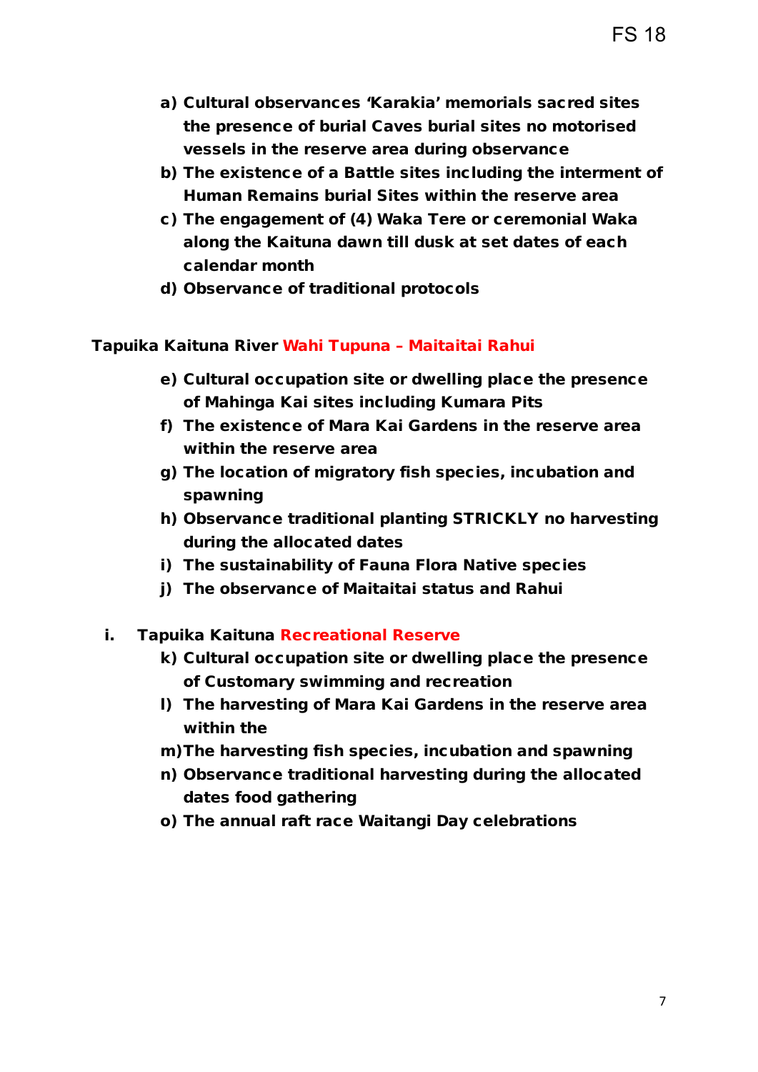a) **Cultural observances 'Karakia' memorials sacred sites the presence of burial Caves burial sites no motorised vessels in the reserve area during observance**
b) **The existence of a Battle sites including the interment of Human Remains burial Sites within the reserve area**
c) **The engagement of (4) Waka Tere or ceremonial Waka along the Kaituna dawn till dusk at set dates of each calendar month**
d) **Observance of traditional protocols**

**Tapuika Kaituna River Wahi Tupuna – Maitaitai Rahui**

e) **Cultural occupation site or dwelling place the presence of Mahinga Kai sites including Kumara Pits**
f) **The existence of Mara Kai Gardens in the reserve area within the reserve area**
g) **The location of migratory fish species, incubation and spawning**
h) **Observance traditional planting STRICKLY no harvesting during the allocated dates**
i) **The sustainability of Fauna Flora Native species**
j) **The observance of Maitaitai status and Rahui**

i. **Tapuika Kaituna Recreational Reserve**

k) **Cultural occupation site or dwelling place the presence of Customary swimming and recreation**
l) **The harvesting of Mara Kai Gardens in the reserve area within the**
m) **The harvesting fish species, incubation and spawning**
n) **Observance traditional harvesting during the allocated dates food gathering**
o) **The annual raft race Waitangi Day celebrations**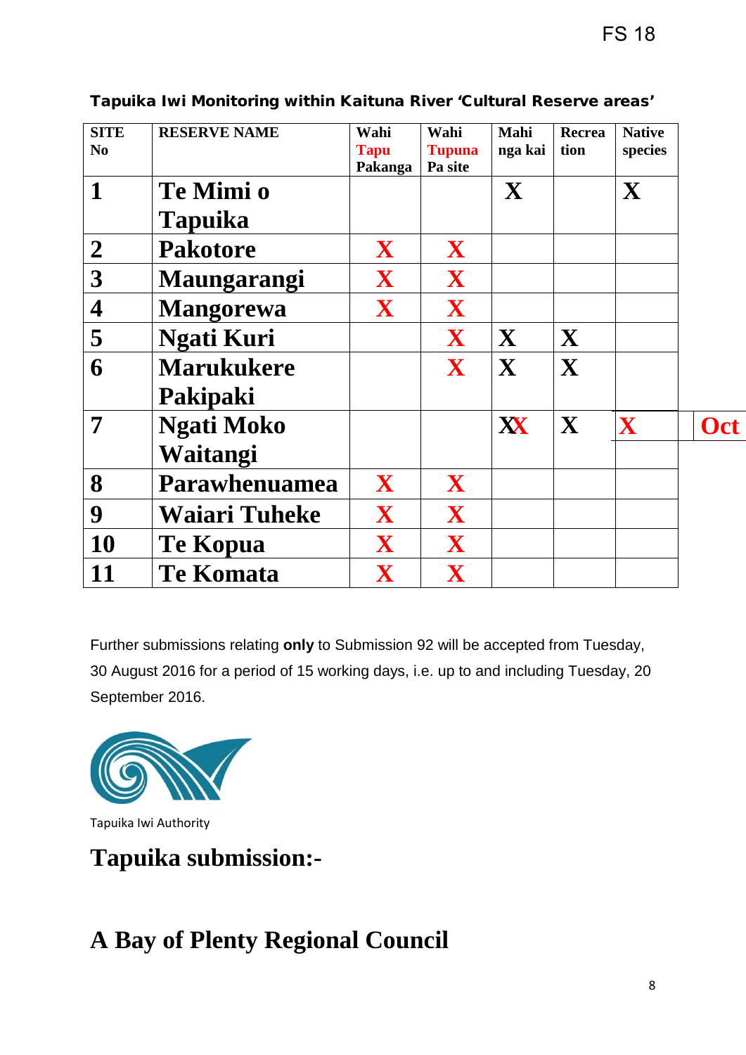FS 18

**Tapuika Iwi Monitoring within Kaituna River 'Cultural Reserve areas'**

| SITE No | RESERVE NAME | Wahi Tapu Pakanga | Wahi Tupuna Pa site | Mahi nga kai | Recreation | Native species | |
|---|---|---|---|---|---|---|---|
| 1 | Te Mimi o Tapuika | | | X | | X | |
| 2 | Pakotore | X | X | | | | |
| 3 | Maungarangi | X | X | | | | |
| 4 | Mangorewa | X | X | | | | |
| 5 | Ngati Kuri | | X | X | X | | |
| 6 | Marukukere Pakipaki | | X | X | X | | |
| 7 | Ngati Moko Waitangi | | | XX | X | X | Oct |
| 8 | Parawhenuamea | X | X | | | | |
| 9 | Waiari Tuheke | X | X | | | | |
| 10 | Te Kopua | X | X | | | | |
| 11 | Te Komata | X | X | | | | |

Further submissions relating **only** to Submission 92 will be accepted from Tuesday, 30 August 2016 for a period of 15 working days, i.e. up to and including Tuesday, 20 September 2016.

Tapuika Iwi Authority

# Tapuika submission:-

# A Bay of Plenty Regional Council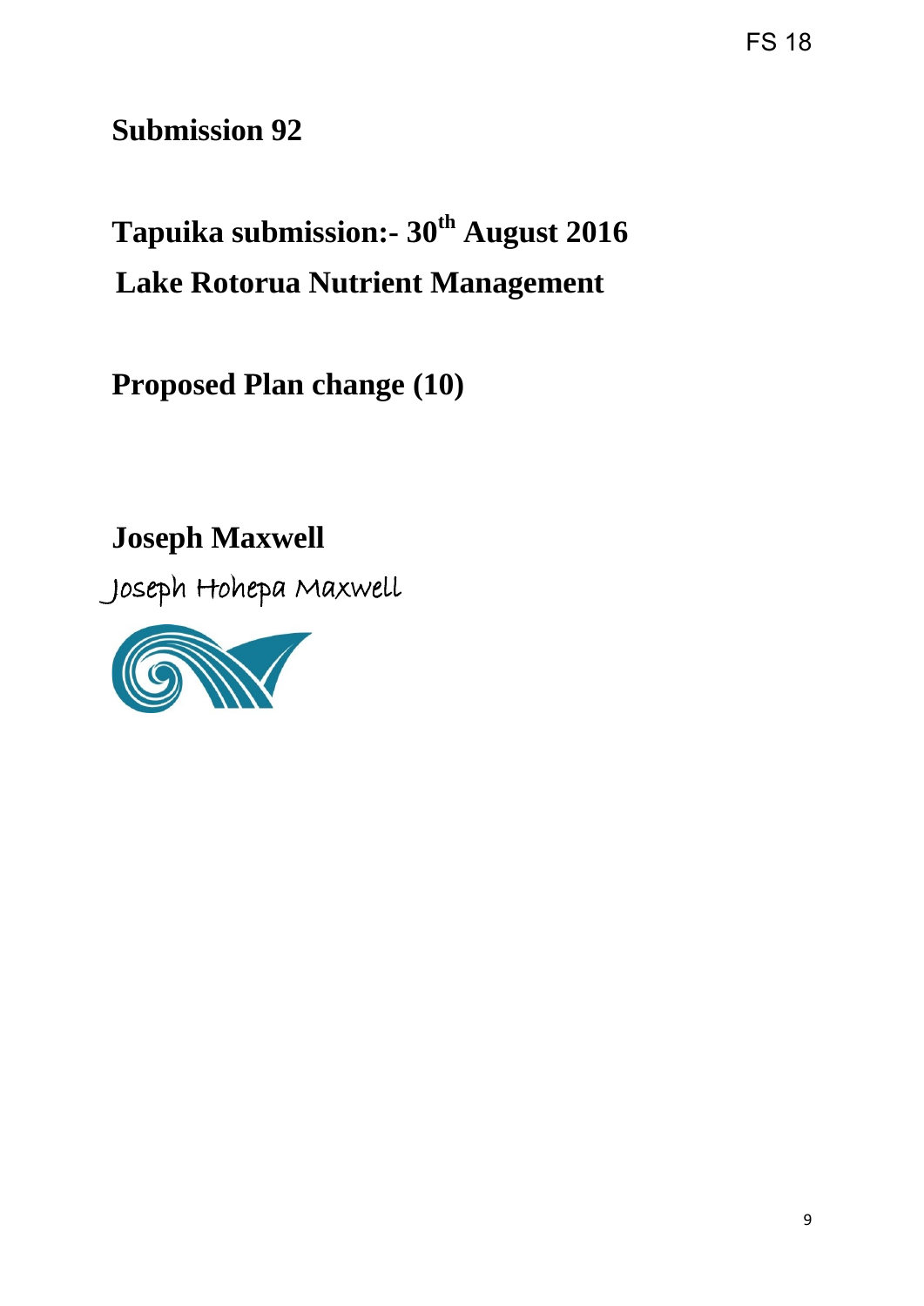FS 18

**Submission 92**

**Tapuika submission:- 30th August 2016**
**Lake Rotorua Nutrient Management**

**Proposed Plan change (10)**

**Joseph Maxwell**

Joseph Hohepa Maxwell